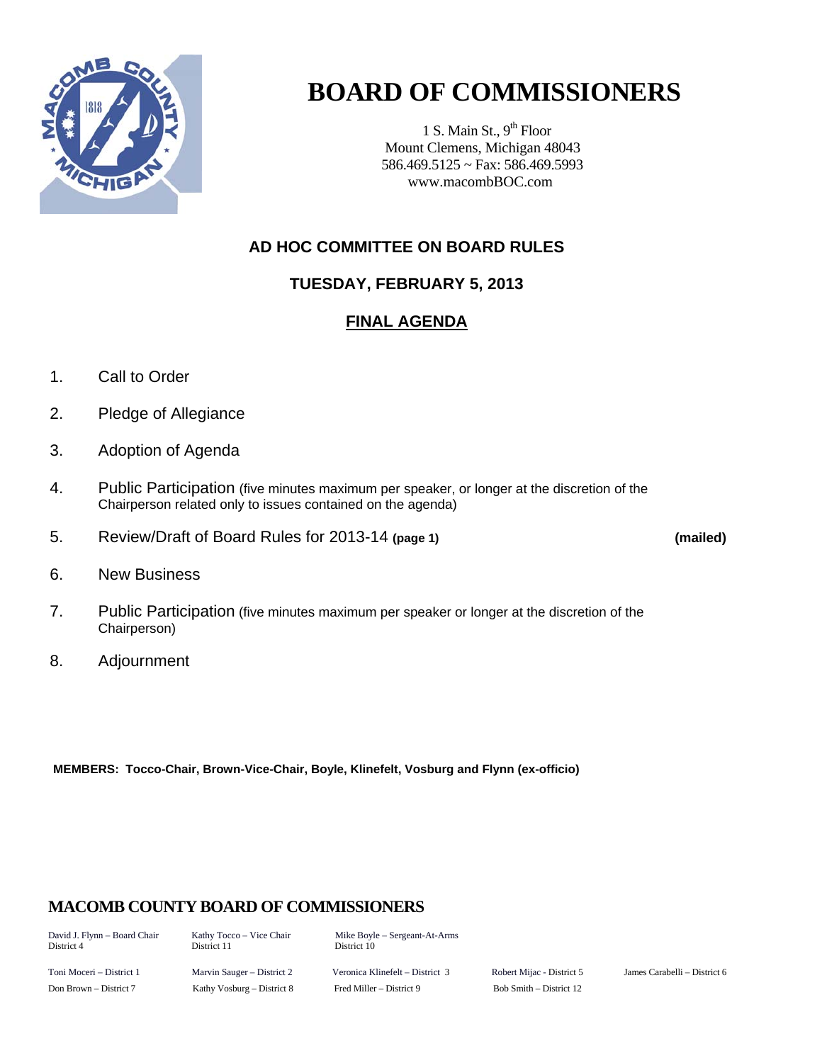# BOARD OF COMMISSIONERS

1 S. Main St., 9th Floor
Mount Clemens, Michigan 48043
586.469.5125 ~ Fax: 586.469.5993
www.macombBOC.com

## AD HOC COMMITTEE ON BOARD RULES

## TUESDAY, FEBRUARY 5, 2013

## FINAL AGENDA

1. Call to Order
2. Pledge of Allegiance
3. Adoption of Agenda
4. Public Participation (five minutes maximum per speaker, or longer at the discretion of the Chairperson related only to issues contained on the agenda)
5. Review/Draft of Board Rules for 2013-14 **(page 1)** **(mailed)**
6. New Business
7. Public Participation (five minutes maximum per speaker or longer at the discretion of the Chairperson)
8. Adjournment

**MEMBERS: Tocco-Chair, Brown-Vice-Chair, Boyle, Klinefelt, Vosburg and Flynn (ex-officio)**

### MACOMB COUNTY BOARD OF COMMISSIONERS

| | | | | |
|---|---|---|---|---|
| David J. Flynn – Board Chair<br>District 4 | Kathy Tocco – Vice Chair<br>District 11 | Mike Boyle – Sergeant-At-Arms<br>District 10 | | |
| Toni Moceri – District 1 | Marvin Sauger – District 2 | Veronica Klinefelt – District 3 | Robert Mijac - District 5 | James Carabelli – District 6 |
| Don Brown – District 7 | Kathy Vosburg – District 8 | Fred Miller – District 9 | Bob Smith – District 12 | |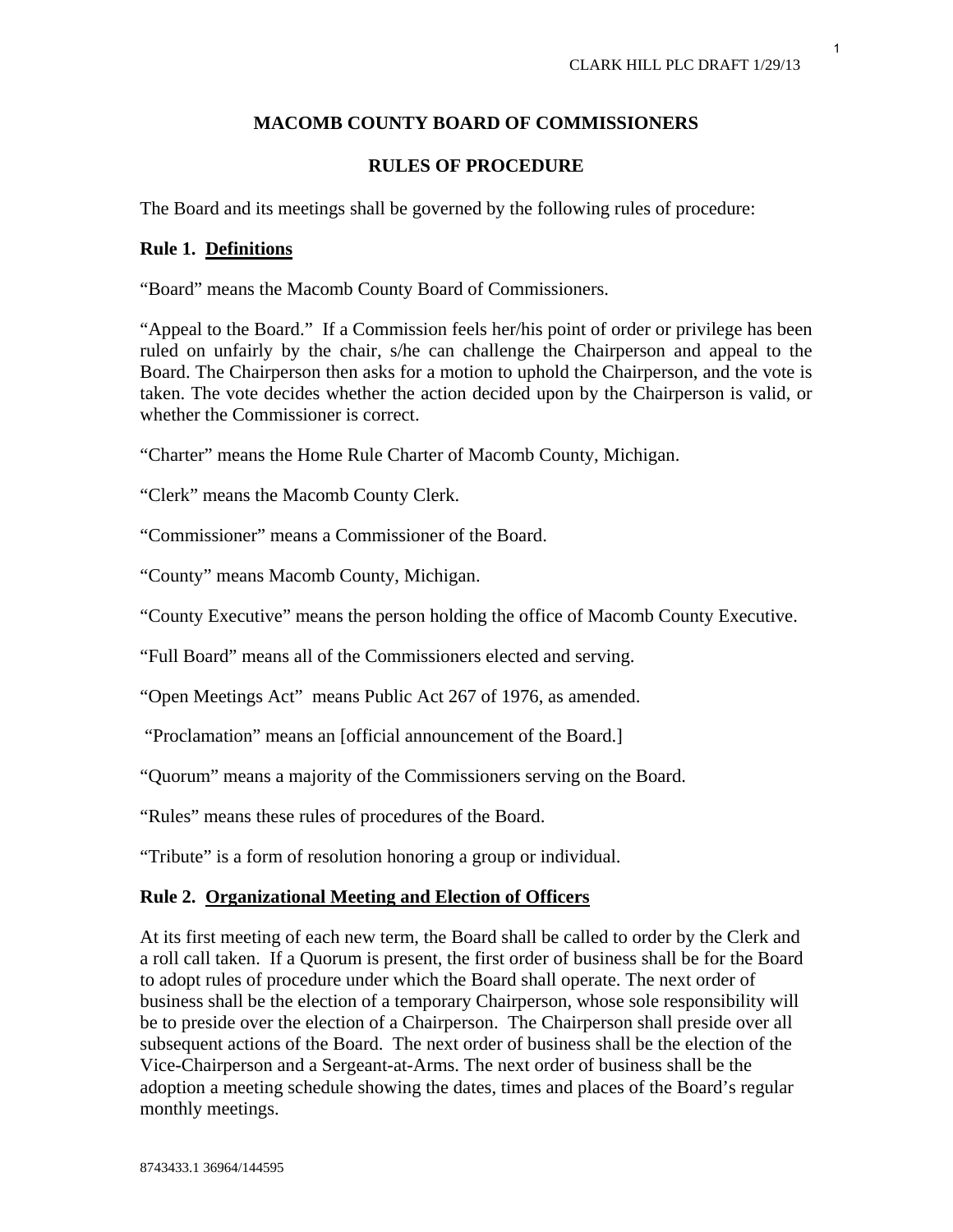# MACOMB COUNTY BOARD OF COMMISSIONERS

## RULES OF PROCEDURE

The Board and its meetings shall be governed by the following rules of procedure:

### Rule 1. Definitions

"Board" means the Macomb County Board of Commissioners.

"Appeal to the Board." If a Commission feels her/his point of order or privilege has been ruled on unfairly by the chair, s/he can challenge the Chairperson and appeal to the Board. The Chairperson then asks for a motion to uphold the Chairperson, and the vote is taken. The vote decides whether the action decided upon by the Chairperson is valid, or whether the Commissioner is correct.

"Charter" means the Home Rule Charter of Macomb County, Michigan.

"Clerk" means the Macomb County Clerk.

"Commissioner" means a Commissioner of the Board.

"County" means Macomb County, Michigan.

"County Executive" means the person holding the office of Macomb County Executive.

"Full Board" means all of the Commissioners elected and serving.

"Open Meetings Act" means Public Act 267 of 1976, as amended.

"Proclamation" means an [official announcement of the Board.]

"Quorum" means a majority of the Commissioners serving on the Board.

"Rules" means these rules of procedures of the Board.

"Tribute" is a form of resolution honoring a group or individual.

### Rule 2. Organizational Meeting and Election of Officers

At its first meeting of each new term, the Board shall be called to order by the Clerk and a roll call taken. If a Quorum is present, the first order of business shall be for the Board to adopt rules of procedure under which the Board shall operate. The next order of business shall be the election of a temporary Chairperson, whose sole responsibility will be to preside over the election of a Chairperson. The Chairperson shall preside over all subsequent actions of the Board. The next order of business shall be the election of the Vice-Chairperson and a Sergeant-at-Arms. The next order of business shall be the adoption a meeting schedule showing the dates, times and places of the Board's regular monthly meetings.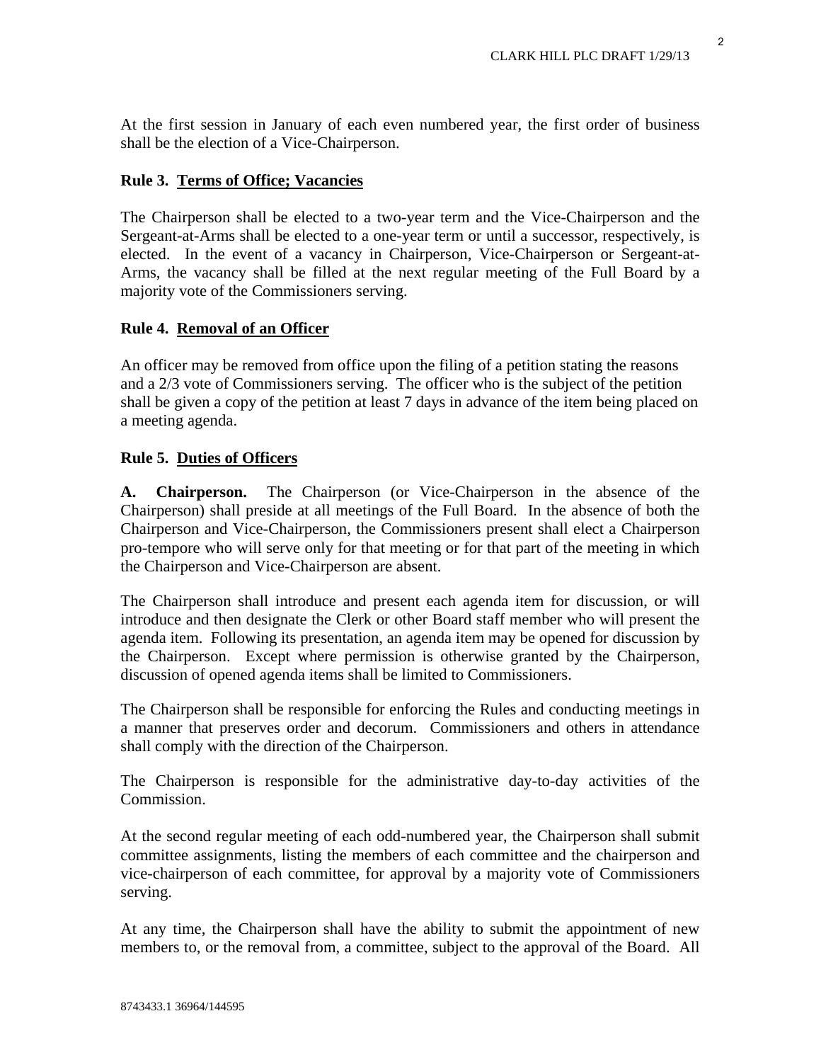At the first session in January of each even numbered year, the first order of business shall be the election of a Vice-Chairperson.

### Rule 3. Terms of Office; Vacancies

The Chairperson shall be elected to a two-year term and the Vice-Chairperson and the Sergeant-at-Arms shall be elected to a one-year term or until a successor, respectively, is elected. In the event of a vacancy in Chairperson, Vice-Chairperson or Sergeant-at-Arms, the vacancy shall be filled at the next regular meeting of the Full Board by a majority vote of the Commissioners serving.

### Rule 4. Removal of an Officer

An officer may be removed from office upon the filing of a petition stating the reasons and a 2/3 vote of Commissioners serving. The officer who is the subject of the petition shall be given a copy of the petition at least 7 days in advance of the item being placed on a meeting agenda.

### Rule 5. Duties of Officers

**A. Chairperson.** The Chairperson (or Vice-Chairperson in the absence of the Chairperson) shall preside at all meetings of the Full Board. In the absence of both the Chairperson and Vice-Chairperson, the Commissioners present shall elect a Chairperson pro-tempore who will serve only for that meeting or for that part of the meeting in which the Chairperson and Vice-Chairperson are absent.

The Chairperson shall introduce and present each agenda item for discussion, or will introduce and then designate the Clerk or other Board staff member who will present the agenda item. Following its presentation, an agenda item may be opened for discussion by the Chairperson. Except where permission is otherwise granted by the Chairperson, discussion of opened agenda items shall be limited to Commissioners.

The Chairperson shall be responsible for enforcing the Rules and conducting meetings in a manner that preserves order and decorum. Commissioners and others in attendance shall comply with the direction of the Chairperson.

The Chairperson is responsible for the administrative day-to-day activities of the Commission.

At the second regular meeting of each odd-numbered year, the Chairperson shall submit committee assignments, listing the members of each committee and the chairperson and vice-chairperson of each committee, for approval by a majority vote of Commissioners serving.

At any time, the Chairperson shall have the ability to submit the appointment of new members to, or the removal from, a committee, subject to the approval of the Board. All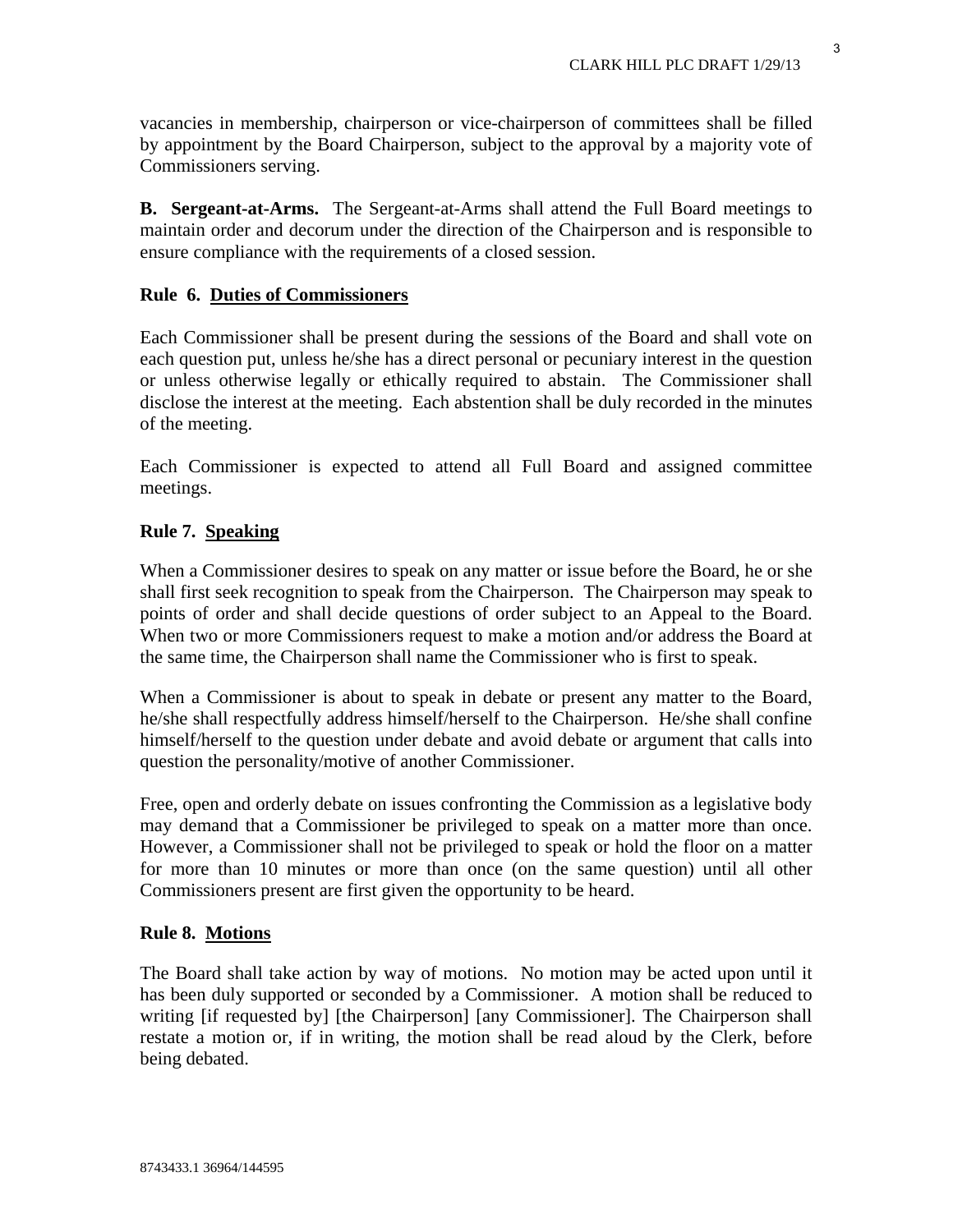vacancies in membership, chairperson or vice-chairperson of committees shall be filled by appointment by the Board Chairperson, subject to the approval by a majority vote of Commissioners serving.

**B. Sergeant-at-Arms.** The Sergeant-at-Arms shall attend the Full Board meetings to maintain order and decorum under the direction of the Chairperson and is responsible to ensure compliance with the requirements of a closed session.

**Rule 6. Duties of Commissioners**

Each Commissioner shall be present during the sessions of the Board and shall vote on each question put, unless he/she has a direct personal or pecuniary interest in the question or unless otherwise legally or ethically required to abstain. The Commissioner shall disclose the interest at the meeting. Each abstention shall be duly recorded in the minutes of the meeting.

Each Commissioner is expected to attend all Full Board and assigned committee meetings.

**Rule 7. Speaking**

When a Commissioner desires to speak on any matter or issue before the Board, he or she shall first seek recognition to speak from the Chairperson. The Chairperson may speak to points of order and shall decide questions of order subject to an Appeal to the Board. When two or more Commissioners request to make a motion and/or address the Board at the same time, the Chairperson shall name the Commissioner who is first to speak.

When a Commissioner is about to speak in debate or present any matter to the Board, he/she shall respectfully address himself/herself to the Chairperson. He/she shall confine himself/herself to the question under debate and avoid debate or argument that calls into question the personality/motive of another Commissioner.

Free, open and orderly debate on issues confronting the Commission as a legislative body may demand that a Commissioner be privileged to speak on a matter more than once. However, a Commissioner shall not be privileged to speak or hold the floor on a matter for more than 10 minutes or more than once (on the same question) until all other Commissioners present are first given the opportunity to be heard.

**Rule 8. Motions**

The Board shall take action by way of motions. No motion may be acted upon until it has been duly supported or seconded by a Commissioner. A motion shall be reduced to writing [if requested by] [the Chairperson] [any Commissioner]. The Chairperson shall restate a motion or, if in writing, the motion shall be read aloud by the Clerk, before being debated.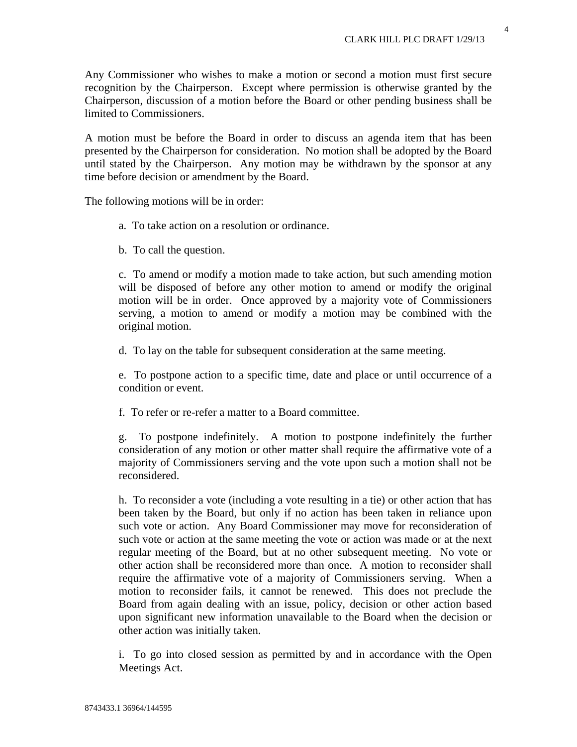Any Commissioner who wishes to make a motion or second a motion must first secure recognition by the Chairperson. Except where permission is otherwise granted by the Chairperson, discussion of a motion before the Board or other pending business shall be limited to Commissioners.

A motion must be before the Board in order to discuss an agenda item that has been presented by the Chairperson for consideration. No motion shall be adopted by the Board until stated by the Chairperson. Any motion may be withdrawn by the sponsor at any time before decision or amendment by the Board.

The following motions will be in order:

a. To take action on a resolution or ordinance.

b. To call the question.

c. To amend or modify a motion made to take action, but such amending motion will be disposed of before any other motion to amend or modify the original motion will be in order. Once approved by a majority vote of Commissioners serving, a motion to amend or modify a motion may be combined with the original motion.

d. To lay on the table for subsequent consideration at the same meeting.

e. To postpone action to a specific time, date and place or until occurrence of a condition or event.

f. To refer or re-refer a matter to a Board committee.

g. To postpone indefinitely. A motion to postpone indefinitely the further consideration of any motion or other matter shall require the affirmative vote of a majority of Commissioners serving and the vote upon such a motion shall not be reconsidered.

h. To reconsider a vote (including a vote resulting in a tie) or other action that has been taken by the Board, but only if no action has been taken in reliance upon such vote or action. Any Board Commissioner may move for reconsideration of such vote or action at the same meeting the vote or action was made or at the next regular meeting of the Board, but at no other subsequent meeting. No vote or other action shall be reconsidered more than once. A motion to reconsider shall require the affirmative vote of a majority of Commissioners serving. When a motion to reconsider fails, it cannot be renewed. This does not preclude the Board from again dealing with an issue, policy, decision or other action based upon significant new information unavailable to the Board when the decision or other action was initially taken.

i. To go into closed session as permitted by and in accordance with the Open Meetings Act.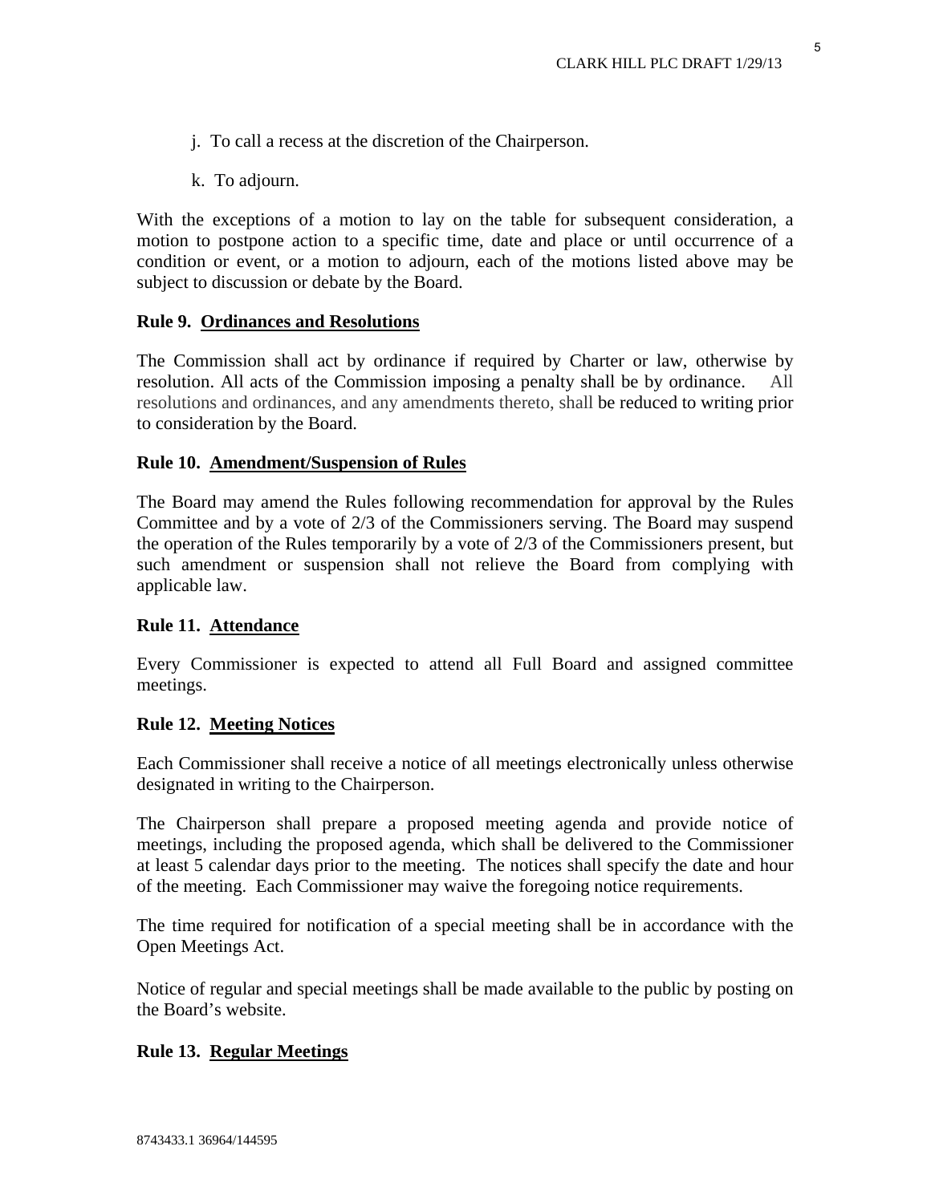j. To call a recess at the discretion of the Chairperson.

k. To adjourn.

With the exceptions of a motion to lay on the table for subsequent consideration, a motion to postpone action to a specific time, date and place or until occurrence of a condition or event, or a motion to adjourn, each of the motions listed above may be subject to discussion or debate by the Board.

**Rule 9. <u>Ordinances and Resolutions</u>**

The Commission shall act by ordinance if required by Charter or law, otherwise by resolution. All acts of the Commission imposing a penalty shall be by ordinance. All resolutions and ordinances, and any amendments thereto, shall be reduced to writing prior to consideration by the Board.

**Rule 10. <u>Amendment/Suspension of Rules</u>**

The Board may amend the Rules following recommendation for approval by the Rules Committee and by a vote of 2/3 of the Commissioners serving. The Board may suspend the operation of the Rules temporarily by a vote of 2/3 of the Commissioners present, but such amendment or suspension shall not relieve the Board from complying with applicable law.

**Rule 11. <u>Attendance</u>**

Every Commissioner is expected to attend all Full Board and assigned committee meetings.

**Rule 12. <u>Meeting Notices</u>**

Each Commissioner shall receive a notice of all meetings electronically unless otherwise designated in writing to the Chairperson.

The Chairperson shall prepare a proposed meeting agenda and provide notice of meetings, including the proposed agenda, which shall be delivered to the Commissioner at least 5 calendar days prior to the meeting. The notices shall specify the date and hour of the meeting. Each Commissioner may waive the foregoing notice requirements.

The time required for notification of a special meeting shall be in accordance with the Open Meetings Act.

Notice of regular and special meetings shall be made available to the public by posting on the Board's website.

**Rule 13. <u>Regular Meetings</u>**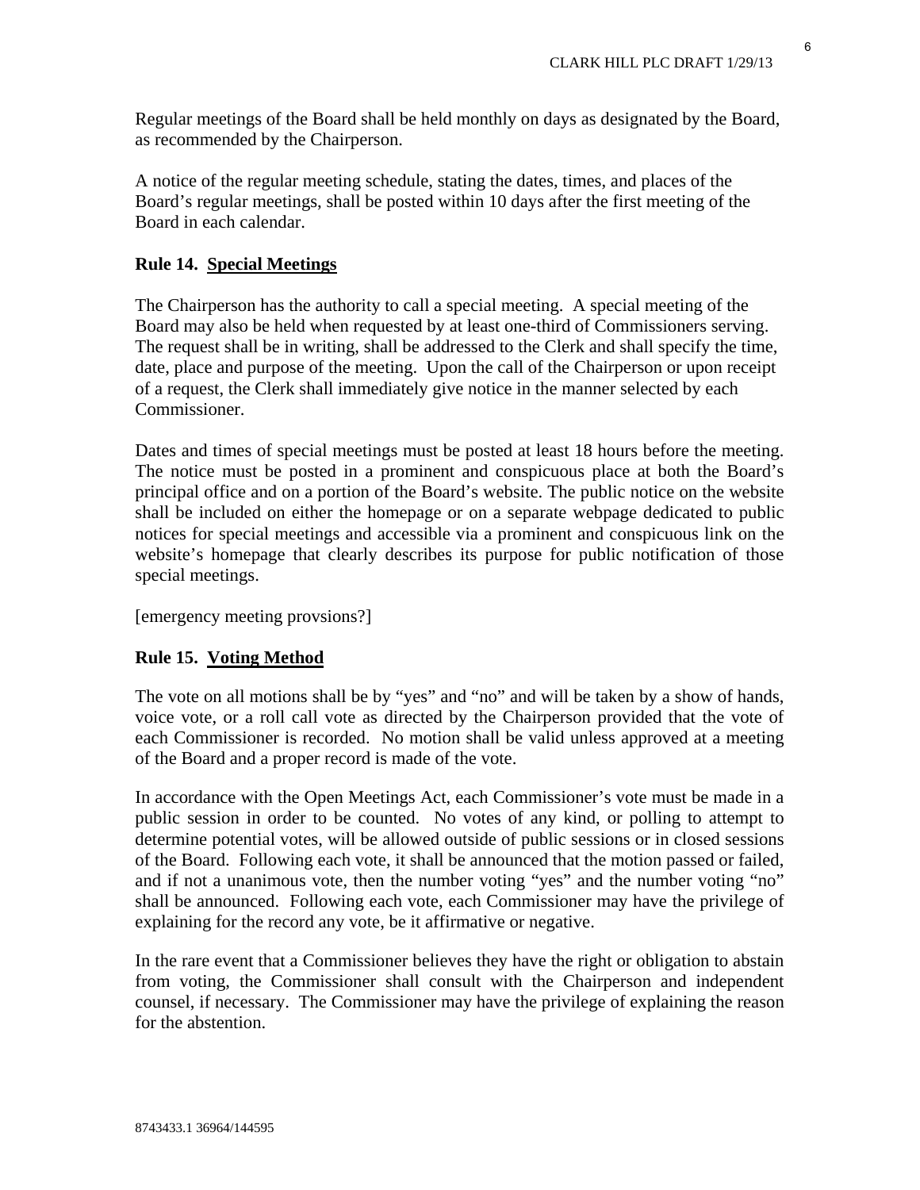Regular meetings of the Board shall be held monthly on days as designated by the Board, as recommended by the Chairperson.

A notice of the regular meeting schedule, stating the dates, times, and places of the Board's regular meetings, shall be posted within 10 days after the first meeting of the Board in each calendar.

### Rule 14. Special Meetings

The Chairperson has the authority to call a special meeting. A special meeting of the Board may also be held when requested by at least one-third of Commissioners serving. The request shall be in writing, shall be addressed to the Clerk and shall specify the time, date, place and purpose of the meeting. Upon the call of the Chairperson or upon receipt of a request, the Clerk shall immediately give notice in the manner selected by each Commissioner.

Dates and times of special meetings must be posted at least 18 hours before the meeting. The notice must be posted in a prominent and conspicuous place at both the Board's principal office and on a portion of the Board's website. The public notice on the website shall be included on either the homepage or on a separate webpage dedicated to public notices for special meetings and accessible via a prominent and conspicuous link on the website's homepage that clearly describes its purpose for public notification of those special meetings.

[emergency meeting provsions?]

### Rule 15. Voting Method

The vote on all motions shall be by "yes" and "no" and will be taken by a show of hands, voice vote, or a roll call vote as directed by the Chairperson provided that the vote of each Commissioner is recorded. No motion shall be valid unless approved at a meeting of the Board and a proper record is made of the vote.

In accordance with the Open Meetings Act, each Commissioner's vote must be made in a public session in order to be counted. No votes of any kind, or polling to attempt to determine potential votes, will be allowed outside of public sessions or in closed sessions of the Board. Following each vote, it shall be announced that the motion passed or failed, and if not a unanimous vote, then the number voting "yes" and the number voting "no" shall be announced. Following each vote, each Commissioner may have the privilege of explaining for the record any vote, be it affirmative or negative.

In the rare event that a Commissioner believes they have the right or obligation to abstain from voting, the Commissioner shall consult with the Chairperson and independent counsel, if necessary. The Commissioner may have the privilege of explaining the reason for the abstention.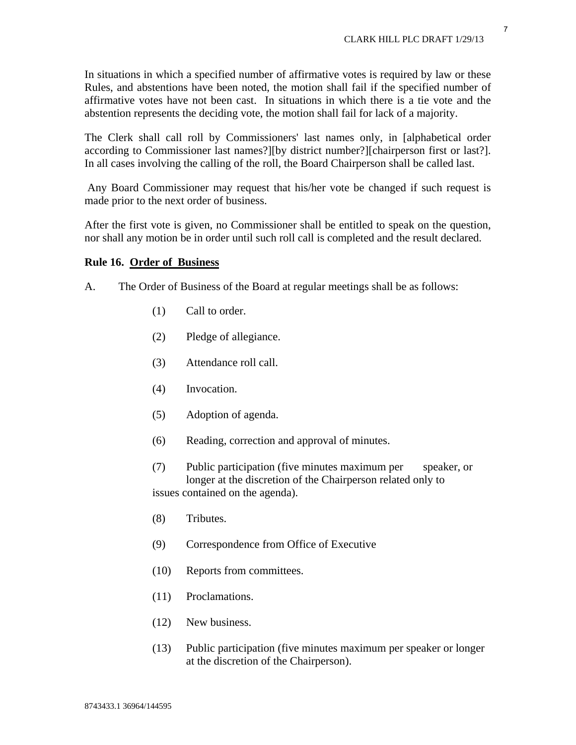In situations in which a specified number of affirmative votes is required by law or these Rules, and abstentions have been noted, the motion shall fail if the specified number of affirmative votes have not been cast. In situations in which there is a tie vote and the abstention represents the deciding vote, the motion shall fail for lack of a majority.

The Clerk shall call roll by Commissioners' last names only, in [alphabetical order according to Commissioner last names?][by district number?][chairperson first or last?]. In all cases involving the calling of the roll, the Board Chairperson shall be called last.

Any Board Commissioner may request that his/her vote be changed if such request is made prior to the next order of business.

After the first vote is given, no Commissioner shall be entitled to speak on the question, nor shall any motion be in order until such roll call is completed and the result declared.

**Rule 16. <u>Order of Business</u>**

A. The Order of Business of the Board at regular meetings shall be as follows:

(1) Call to order.

(2) Pledge of allegiance.

(3) Attendance roll call.

(4) Invocation.

(5) Adoption of agenda.

(6) Reading, correction and approval of minutes.

(7) Public participation (five minutes maximum per speaker, or longer at the discretion of the Chairperson related only to issues contained on the agenda).

(8) Tributes.

(9) Correspondence from Office of Executive

(10) Reports from committees.

(11) Proclamations.

(12) New business.

(13) Public participation (five minutes maximum per speaker or longer at the discretion of the Chairperson).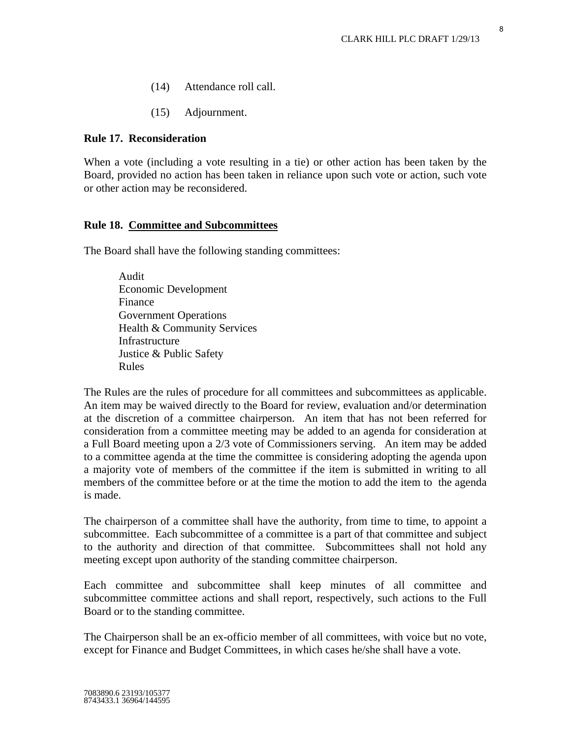(14) Attendance roll call.

(15) Adjournment.

**Rule 17. Reconsideration**

When a vote (including a vote resulting in a tie) or other action has been taken by the Board, provided no action has been taken in reliance upon such vote or action, such vote or other action may be reconsidered.

**Rule 18. <u>Committee and Subcommittees</u>**

The Board shall have the following standing committees:

Audit
Economic Development
Finance
Government Operations
Health & Community Services
Infrastructure
Justice & Public Safety
Rules

The Rules are the rules of procedure for all committees and subcommittees as applicable. An item may be waived directly to the Board for review, evaluation and/or determination at the discretion of a committee chairperson. An item that has not been referred for consideration from a committee meeting may be added to an agenda for consideration at a Full Board meeting upon a 2/3 vote of Commissioners serving. An item may be added to a committee agenda at the time the committee is considering adopting the agenda upon a majority vote of members of the committee if the item is submitted in writing to all members of the committee before or at the time the motion to add the item to the agenda is made.

The chairperson of a committee shall have the authority, from time to time, to appoint a subcommittee. Each subcommittee of a committee is a part of that committee and subject to the authority and direction of that committee. Subcommittees shall not hold any meeting except upon authority of the standing committee chairperson.

Each committee and subcommittee shall keep minutes of all committee and subcommittee committee actions and shall report, respectively, such actions to the Full Board or to the standing committee.

The Chairperson shall be an ex-officio member of all committees, with voice but no vote, except for Finance and Budget Committees, in which cases he/she shall have a vote.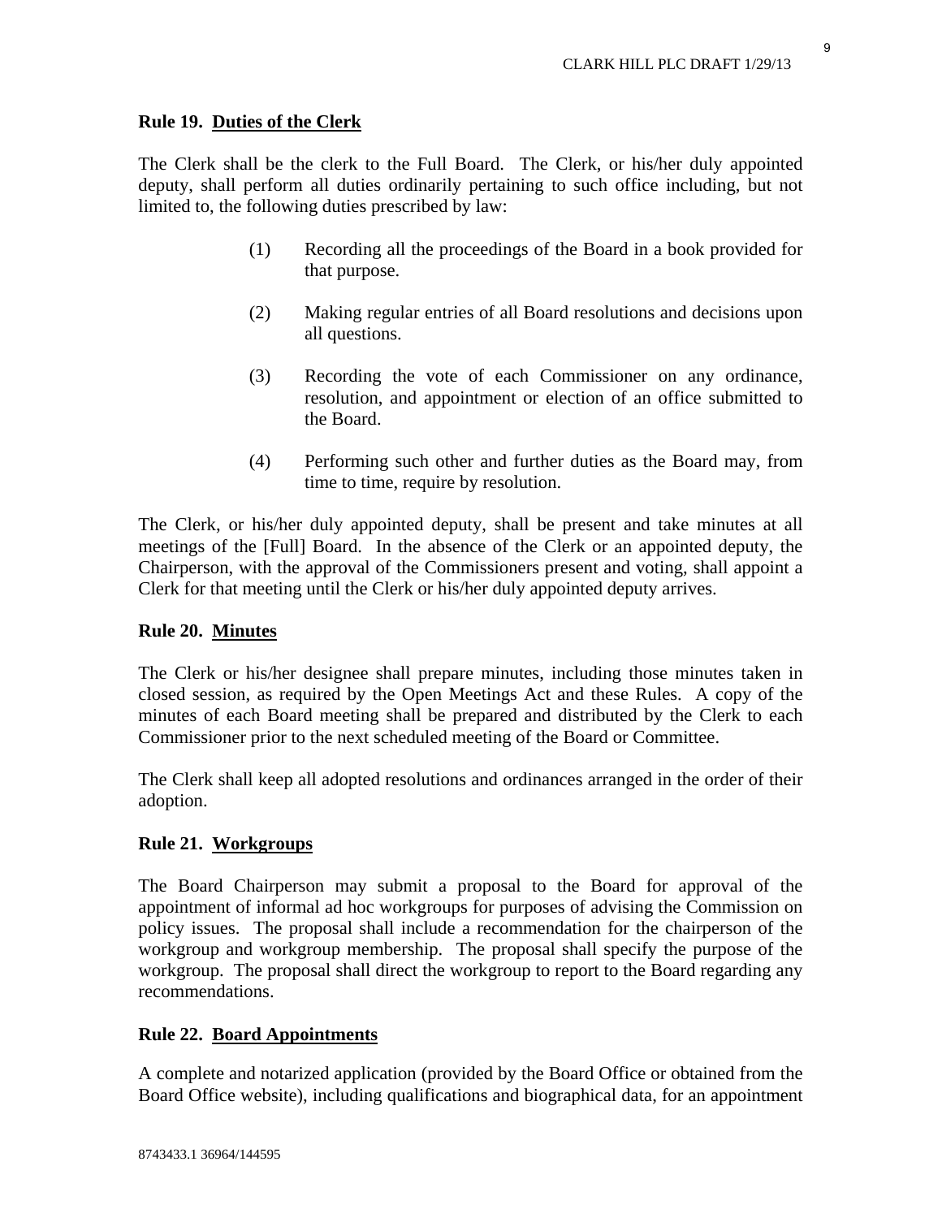**Rule 19. Duties of the Clerk**

The Clerk shall be the clerk to the Full Board. The Clerk, or his/her duly appointed deputy, shall perform all duties ordinarily pertaining to such office including, but not limited to, the following duties prescribed by law:

(1) Recording all the proceedings of the Board in a book provided for that purpose.

(2) Making regular entries of all Board resolutions and decisions upon all questions.

(3) Recording the vote of each Commissioner on any ordinance, resolution, and appointment or election of an office submitted to the Board.

(4) Performing such other and further duties as the Board may, from time to time, require by resolution.

The Clerk, or his/her duly appointed deputy, shall be present and take minutes at all meetings of the [Full] Board. In the absence of the Clerk or an appointed deputy, the Chairperson, with the approval of the Commissioners present and voting, shall appoint a Clerk for that meeting until the Clerk or his/her duly appointed deputy arrives.

**Rule 20. Minutes**

The Clerk or his/her designee shall prepare minutes, including those minutes taken in closed session, as required by the Open Meetings Act and these Rules. A copy of the minutes of each Board meeting shall be prepared and distributed by the Clerk to each Commissioner prior to the next scheduled meeting of the Board or Committee.

The Clerk shall keep all adopted resolutions and ordinances arranged in the order of their adoption.

**Rule 21. Workgroups**

The Board Chairperson may submit a proposal to the Board for approval of the appointment of informal ad hoc workgroups for purposes of advising the Commission on policy issues. The proposal shall include a recommendation for the chairperson of the workgroup and workgroup membership. The proposal shall specify the purpose of the workgroup. The proposal shall direct the workgroup to report to the Board regarding any recommendations.

**Rule 22. Board Appointments**

A complete and notarized application (provided by the Board Office or obtained from the Board Office website), including qualifications and biographical data, for an appointment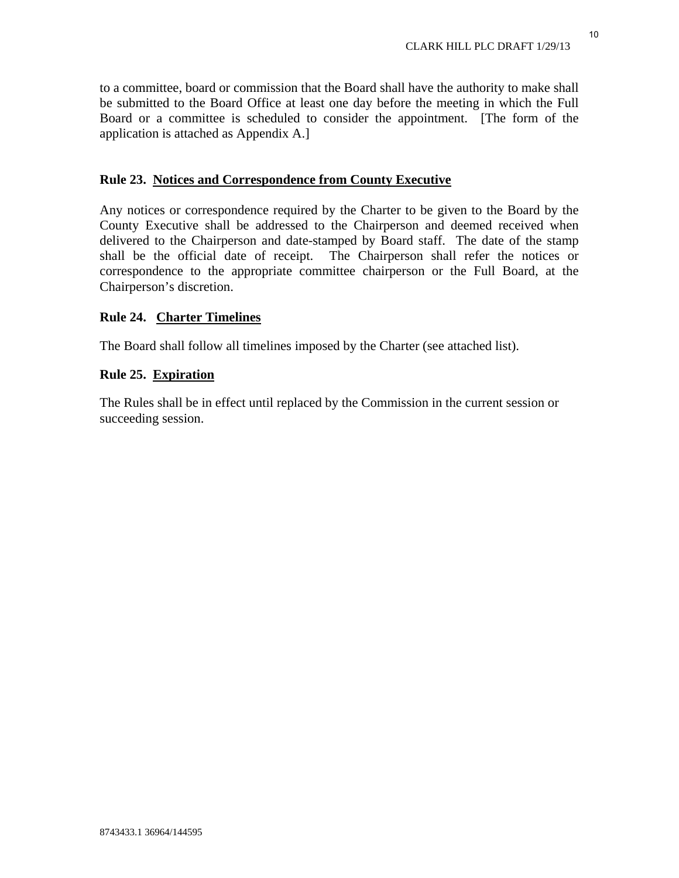to a committee, board or commission that the Board shall have the authority to make shall be submitted to the Board Office at least one day before the meeting in which the Full Board or a committee is scheduled to consider the appointment. [The form of the application is attached as Appendix A.]

**Rule 23. Notices and Correspondence from County Executive**

Any notices or correspondence required by the Charter to be given to the Board by the County Executive shall be addressed to the Chairperson and deemed received when delivered to the Chairperson and date-stamped by Board staff. The date of the stamp shall be the official date of receipt. The Chairperson shall refer the notices or correspondence to the appropriate committee chairperson or the Full Board, at the Chairperson's discretion.

**Rule 24. Charter Timelines**

The Board shall follow all timelines imposed by the Charter (see attached list).

**Rule 25. Expiration**

The Rules shall be in effect until replaced by the Commission in the current session or succeeding session.